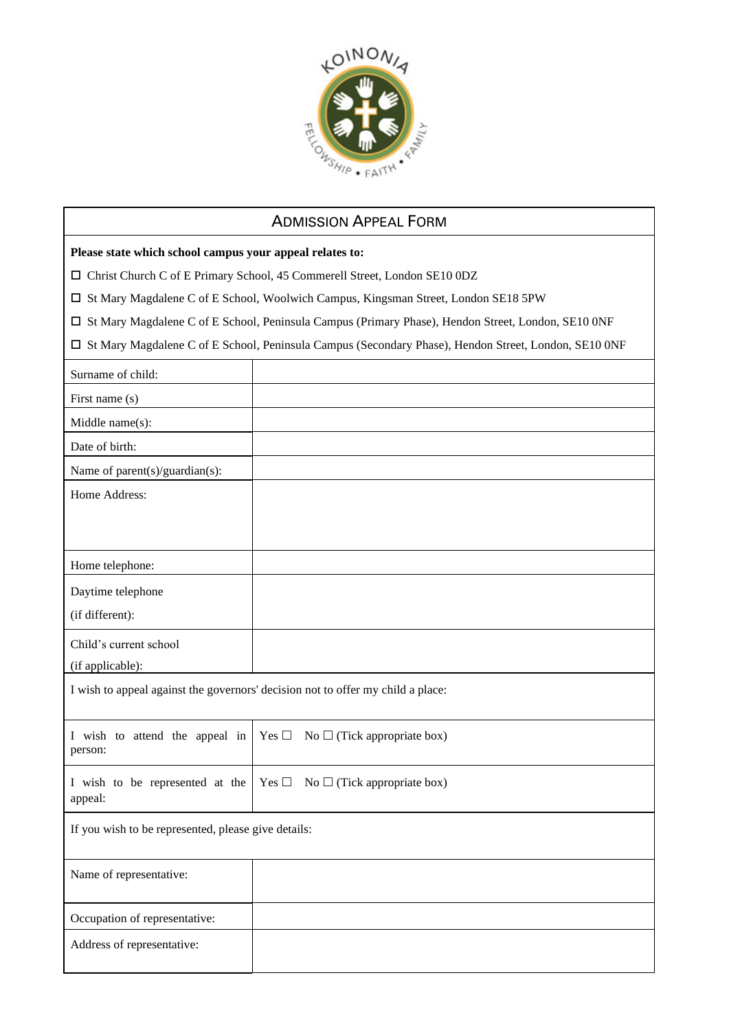KOINONIA

FELLOWSHIP • FAITH • FAMILY

# ADMISSION APPEAL FORM

**Please state which school campus your appeal relates to:**

☐ Christ Church C of E Primary School, 45 Commerell Street, London SE10 0DZ

☐ St Mary Magdalene C of E School, Woolwich Campus, Kingsman Street, London SE18 5PW

☐ St Mary Magdalene C of E School, Peninsula Campus (Primary Phase), Hendon Street, London, SE10 0NF

☐ St Mary Magdalene C of E School, Peninsula Campus (Secondary Phase), Hendon Street, London, SE10 0NF

| | |
|---|---|
| Surname of child: | |
| First name (s) | |
| Middle name(s): | |
| Date of birth: | |
| Name of parent(s)/guardian(s): | |
| Home Address: | |
| Home telephone: | |
| Daytime telephone (if different): | |
| Child's current school (if applicable): | |

I wish to appeal against the governors' decision not to offer my child a place:

| | |
|---|---|
| I wish to attend the appeal in person: | Yes ☐ No ☐ (Tick appropriate box) |
| I wish to be represented at the appeal: | Yes ☐ No ☐ (Tick appropriate box) |

If you wish to be represented, please give details:

| | |
|---|---|
| Name of representative: | |
| Occupation of representative: | |
| Address of representative: | |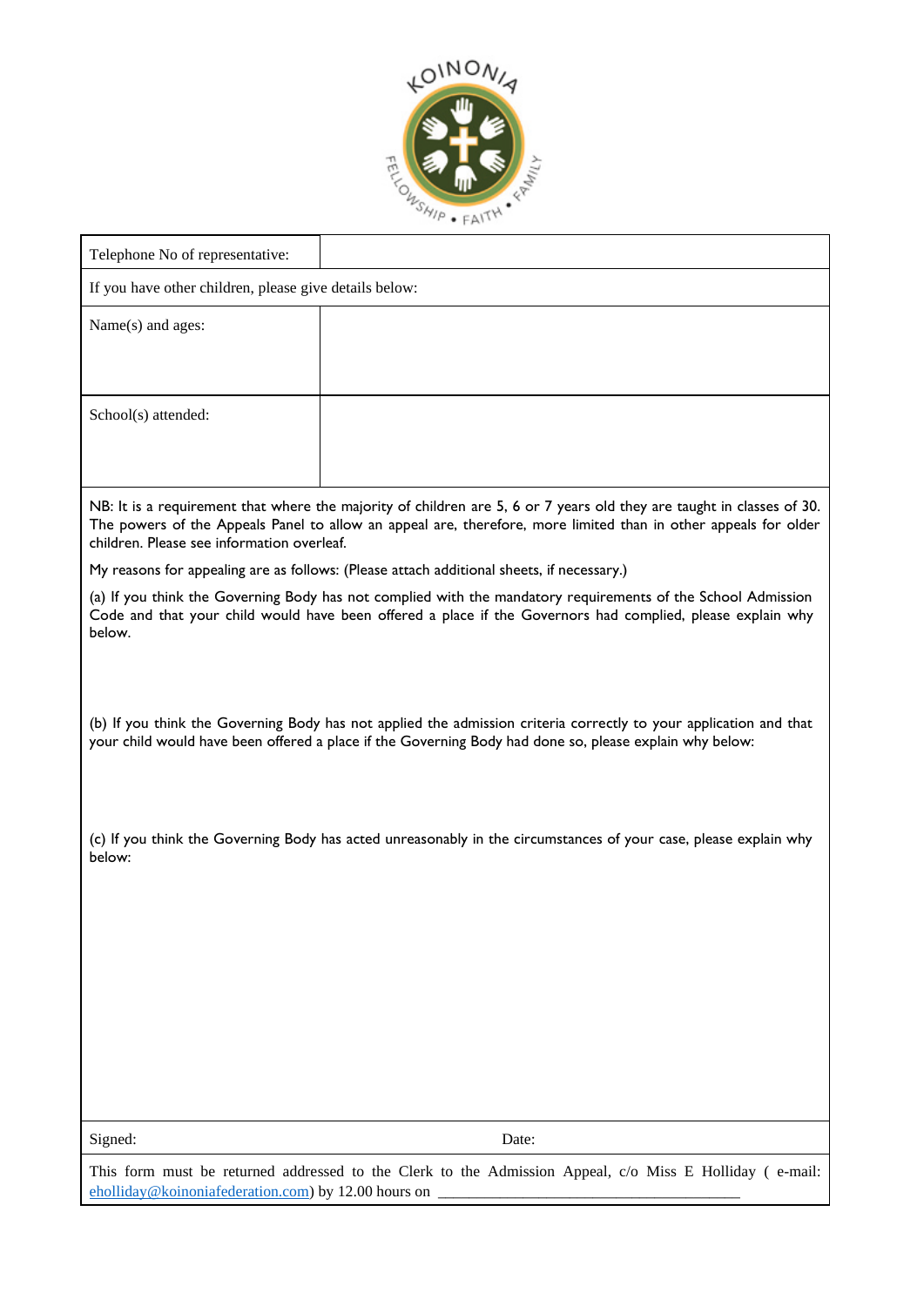| Telephone No of representative: | |
|---|---|
| If you have other children, please give details below: | |
| Name(s) and ages: | |
| School(s) attended: | |

NB: It is a requirement that where the majority of children are 5, 6 or 7 years old they are taught in classes of 30. The powers of the Appeals Panel to allow an appeal are, therefore, more limited than in other appeals for older children. Please see information overleaf.

My reasons for appealing are as follows: (Please attach additional sheets, if necessary.)

(a) If you think the Governing Body has not complied with the mandatory requirements of the School Admission Code and that your child would have been offered a place if the Governors had complied, please explain why below.

(b) If you think the Governing Body has not applied the admission criteria correctly to your application and that your child would have been offered a place if the Governing Body had done so, please explain why below:

(c) If you think the Governing Body has acted unreasonably in the circumstances of your case, please explain why below:

Signed: Date:

This form must be returned addressed to the Clerk to the Admission Appeal, c/o Miss E Holliday ( e-mail: ehollliday@koinoniafederation.com) by 12.00 hours on ________________________________________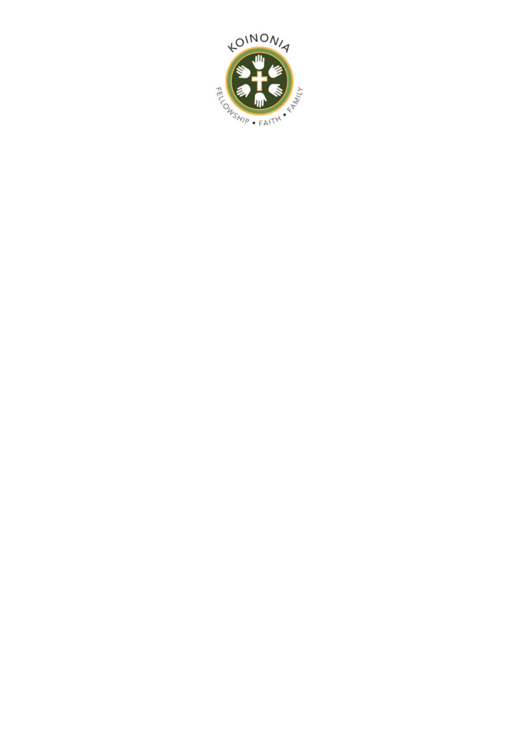KOINONIA

FELLOWSHIP • FAITH • FAMILY